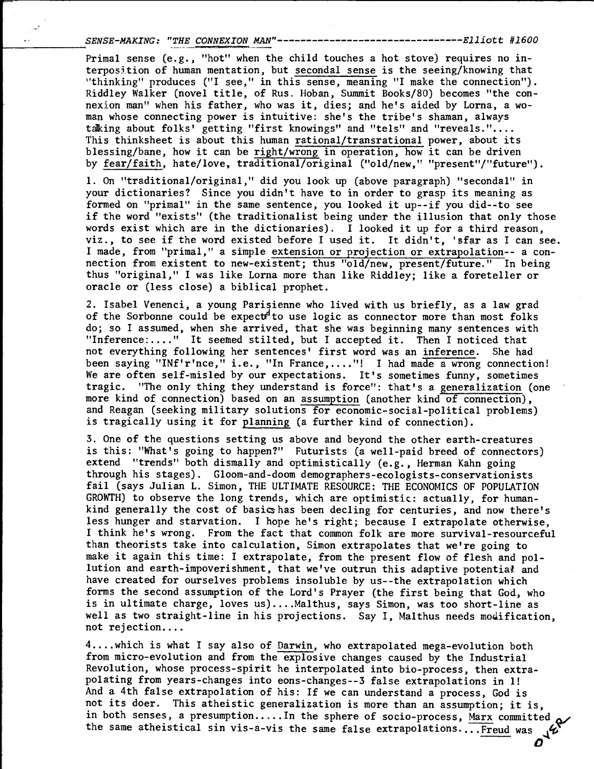SENSE-MAKING: "THE CONNEXION MAN"---------------------------------Elliott #1600

Primal sense (e.g., "hot" when the child touches a hot stove) requires no interposition of human mentation, but secondal sense is the seeing/knowing that "thinking" produces ("I see," in this sense, meaning "I make the connection"). Riddley Walker (novel title, of Rus. Hoban, Summit Books/80) becomes "the connexion man" when his father, who was it, dies; and he's aided by Lorna, a woman whose connecting power is intuitive: she's the tribe's shaman, always talking about folks' getting "first knowings" and "tels" and "reveals."....
This thinksheet is about this human rational/transrational power, about its blessing/bane, how it can be right/wrong in operation, how it can be driven by fear/faith, hate/love, traditional/original ("old/new," "present"/"future").

1. On "traditional/original," did you look up (above paragraph) "secondal" in your dictionaries? Since you didn't have to in order to grasp its meaning as formed on "primal" in the same sentence, you looked it up--if you did--to see if the word "exists" (the traditionalist being under the illusion that only those words exist which are in the dictionaries). I looked it up for a third reason, viz., to see if the word existed before I used it. It didn't, 'sfar as I can see. I made, from "primal," a simple extension or projection or extrapolation-- a connection from existent to new-existent; thus "old/new, present/future." In being thus "original," I was like Lorna more than like Riddley; like a foreteller or oracle or (less close) a biblical prophet.

2. Isabel Venenci, a young Parisienne who lived with us briefly, as a law grad of the Sorbonne could be expected to use logic as connector more than most folks do; so I assumed, when she arrived, that she was beginning many sentences with "Inference:...." It seemed stilted, but I accepted it. Then I noticed that not everything following her sentences' first word was an inference. She had been saying "INf'r'nce," i.e., "In France,...."! I had made a wrong connection! We are often self-misled by our expectations. It's sometimes funny, sometimes tragic. "The only thing they understand is force": that's a generalization (one more kind of connection) based on an assumption (another kind of connection), and Reagan (seeking military solutions for economic-social-political problems) is tragically using it for planning (a further kind of connection).

3. One of the questions setting us above and beyond the other earth-creatures is this: "What's going to happen?" Futurists (a well-paid breed of connectors) extend "trends" both dismally and optimistically (e.g., Herman Kahn going through his stages). Gloom-and-doom demographers-ecologists-conservationists fail (says Julian L. Simon, THE ULTIMATE RESOURCE: THE ECONOMICS OF POPULATION GROWTH) to observe the long trends, which are optimistic: actually, for humankind generally the cost of basics has been decling for centuries, and now there's less hunger and starvation. I hope he's right; because I extrapolate otherwise, I think he's wrong. From the fact that common folk are more survival-resourceful than theorists take into calculation, Simon extrapolates that we're going to make it again this time: I extrapolate, from the present flow of flesh and pollution and earth-impoverishment, that we've outrun this adaptive potential and have created for ourselves problems insoluble by us--the extrapolation which forms the second assumption of the Lord's Prayer (the first being that God, who is in ultimate charge, loves us)....Malthus, says Simon, was too short-line as well as two straight-line in his projections. Say I, Malthus needs modification, not rejection....

4....which is what I say also of Darwin, who extrapolated mega-evolution both from micro-evolution and from the explosive changes caused by the Industrial Revolution, whose process-spirit he interpolated into bio-process, then extrapolating from years-changes into eons-changes--3 false extrapolations in 1! And a 4th false extrapolation of his: If we can understand a process, God is not its doer. This atheistic generalization is more than an assumption; it is, in both senses, a presumption.....In the sphere of socio-process, Marx committed the same atheistical sin vis-a-vis the same false extrapolations....Freud was

OVER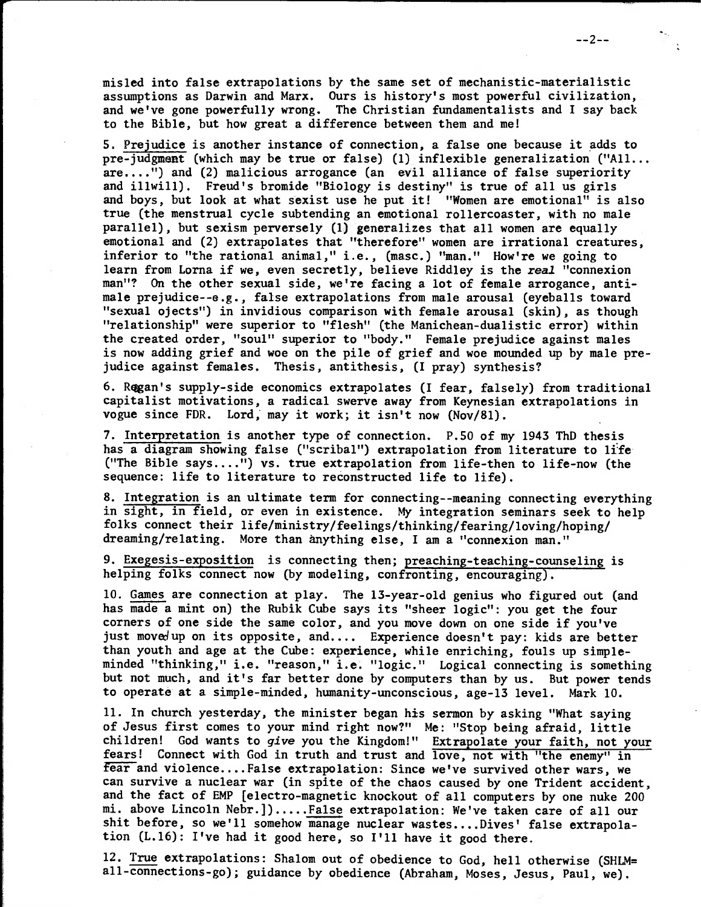misled into false extrapolations by the same set of mechanistic-materialistic assumptions as Darwin and Marx. Ours is history's most powerful civilization, and we've gone powerfully wrong. The Christian fundamentalists and I say back to the Bible, but how great a difference between them and me!

5. Prejudice is another instance of connection, a false one because it adds to pre-judgment (which may be true or false) (1) inflexible generalization ("All... are....") and (2) malicious arrogance (an evil alliance of false superiority and illwill). Freud's bromide "Biology is destiny" is true of all us girls and boys, but look at what sexist use he put it! "Women are emotional" is also true (the menstrual cycle subtending an emotional rollercoaster, with no male parallel), but sexism perversely (1) generalizes that all women are equally emotional and (2) extrapolates that "therefore" women are irrational creatures, inferior to "the rational animal," i.e., (masc.) "man." How're we going to learn from Lorna if we, even secretly, believe Riddley is the *real* "connexion man"? On the other sexual side, we're facing a lot of female arrogance, anti-male prejudice--e.g., false extrapolations from male arousal (eyeballs toward "sexual ojects") in invidious comparison with female arousal (skin), as though "relationship" were superior to "flesh" (the Manichean-dualistic error) within the created order, "soul" superior to "body." Female prejudice against males is now adding grief and woe on the pile of grief and woe mounded up by male prejudice against females. Thesis, antithesis, (I pray) synthesis?

6. Regan's supply-side economics extrapolates (I fear, falsely) from traditional capitalist motivations, a radical swerve away from Keynesian extrapolations in vogue since FDR. Lord, may it work; it isn't now (Nov/81).

7. Interpretation is another type of connection. P.50 of my 1943 ThD thesis has a diagram showing false ("scribal") extrapolation from literature to life ("The Bible says....") vs. true extrapolation from life-then to life-now (the sequence: life to literature to reconstructed life to life).

8. Integration is an ultimate term for connecting--meaning connecting everything in sight, in field, or even in existence. My integration seminars seek to help folks connect their life/ministry/feelings/thinking/fearing/loving/hoping/dreaming/relating. More than anything else, I am a "connexion man."

9. Exegesis-exposition is connecting then; preaching-teaching-counseling is helping folks connect now (by modeling, confronting, encouraging).

10. Games are connection at play. The 13-year-old genius who figured out (and has made a mint on) the Rubik Cube says its "sheer logic": you get the four corners of one side the same color, and you move down on one side if you've just moved up on its opposite, and.... Experience doesn't pay: kids are better than youth and age at the Cube: experience, while enriching, fouls up simple-minded "thinking," i.e. "reason," i.e. "logic." Logical connecting is something but not much, and it's far better done by computers than by us. But power tends to operate at a simple-minded, humanity-unconscious, age-13 level. Mark 10.

11. In church yesterday, the minister began his sermon by asking "What saying of Jesus first comes to your mind right now?" Me: "Stop being afraid, little children! God wants to *give* you the Kingdom!" Extrapolate your faith, not your fears! Connect with God in truth and trust and love, not with "the enemy" in fear and violence....False extrapolation: Since we've survived other wars, we can survive a nuclear war (in spite of the chaos caused by one Trident accident, and the fact of EMP [electro-magnetic knockout of all computers by one nuke 200 mi. above Lincoln Nebr.]).....False extrapolation: We've taken care of all our shit before, so we'll somehow manage nuclear wastes....Dives' false extrapolation (L.16): I've had it good here, so I'll have it good there.

12. True extrapolations: Shalom out of obedience to God, hell otherwise (SHLM= all-connections-go); guidance by obedience (Abraham, Moses, Jesus, Paul, we).